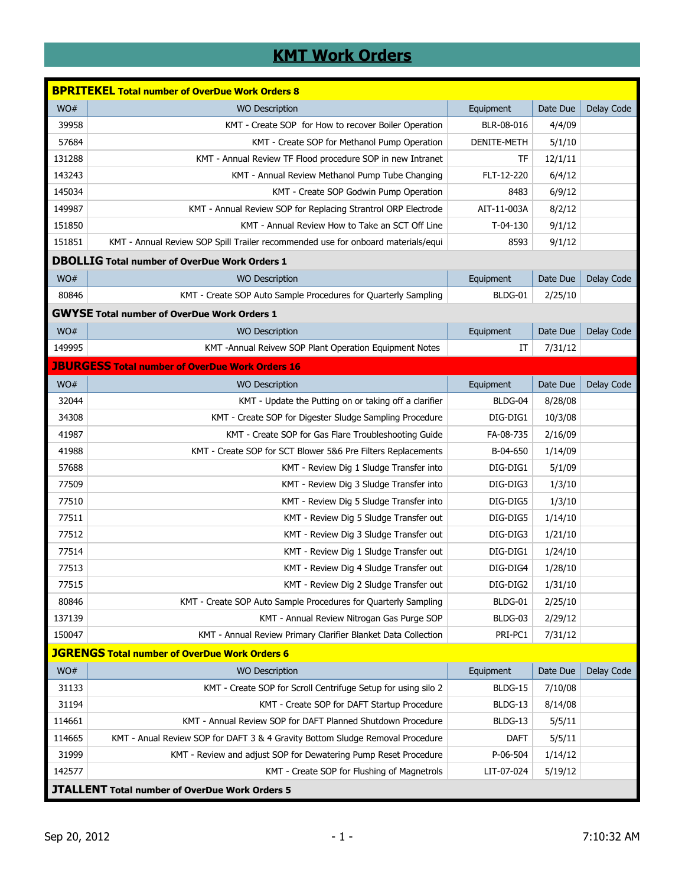# KMT Work Orders

**BPRITEKEL Total number of OverDue Work Orders 8**

| WO# | WO Description | Equipment | Date Due | Delay Code |
|---|---|---|---|---|
| 39958 | KMT - Create SOP  for How to recover Boiler Operation | BLR-08-016 | 4/4/09 | |
| 57684 | KMT - Create SOP for Methanol Pump Operation | DENITE-METH | 5/1/10 | |
| 131288 | KMT - Annual Review TF Flood procedure SOP in new Intranet | TF | 12/1/11 | |
| 143243 | KMT - Annual Review Methanol Pump Tube Changing | FLT-12-220 | 6/4/12 | |
| 145034 | KMT - Create SOP Godwin Pump Operation | 8483 | 6/9/12 | |
| 149987 | KMT - Annual Review SOP for Replacing Strantrol ORP Electrode | AIT-11-003A | 8/2/12 | |
| 151850 | KMT - Annual Review How to Take an SCT Off Line | T-04-130 | 9/1/12 | |
| 151851 | KMT - Annual Review SOP Spill Trailer recommended use for onboard materials/equi | 8593 | 9/1/12 | |

**DBOLLIG Total number of OverDue Work Orders 1**

| WO# | WO Description | Equipment | Date Due | Delay Code |
|---|---|---|---|---|
| 80846 | KMT - Create SOP Auto Sample Procedures for Quarterly Sampling | BLDG-01 | 2/25/10 | |

**GWYSE Total number of OverDue Work Orders 1**

| WO# | WO Description | Equipment | Date Due | Delay Code |
|---|---|---|---|---|
| 149995 | KMT -Annual Reivew SOP Plant Operation Equipment Notes | IT | 7/31/12 | |

**JBURGESS Total number of OverDue Work Orders 16**

| WO# | WO Description | Equipment | Date Due | Delay Code |
|---|---|---|---|---|
| 32044 | KMT - Update the Putting on or taking off a clarifier | BLDG-04 | 8/28/08 | |
| 34308 | KMT - Create SOP for Digester Sludge Sampling Procedure | DIG-DIG1 | 10/3/08 | |
| 41987 | KMT - Create SOP for Gas Flare Troubleshooting Guide | FA-08-735 | 2/16/09 | |
| 41988 | KMT - Create SOP for SCT Blower 5&6 Pre Filters Replacements | B-04-650 | 1/14/09 | |
| 57688 | KMT - Review Dig 1 Sludge Transfer into | DIG-DIG1 | 5/1/09 | |
| 77509 | KMT - Review Dig 3 Sludge Transfer into | DIG-DIG3 | 1/3/10 | |
| 77510 | KMT - Review Dig 5 Sludge Transfer into | DIG-DIG5 | 1/3/10 | |
| 77511 | KMT - Review Dig 5 Sludge Transfer out | DIG-DIG5 | 1/14/10 | |
| 77512 | KMT - Review Dig 3 Sludge Transfer out | DIG-DIG3 | 1/21/10 | |
| 77514 | KMT - Review Dig 1 Sludge Transfer out | DIG-DIG1 | 1/24/10 | |
| 77513 | KMT - Review Dig 4 Sludge Transfer out | DIG-DIG4 | 1/28/10 | |
| 77515 | KMT - Review Dig 2 Sludge Transfer out | DIG-DIG2 | 1/31/10 | |
| 80846 | KMT - Create SOP Auto Sample Procedures for Quarterly Sampling | BLDG-01 | 2/25/10 | |
| 137139 | KMT - Annual Review Nitrogan Gas Purge SOP | BLDG-03 | 2/29/12 | |
| 150047 | KMT - Annual Review Primary Clarifier Blanket Data Collection | PRI-PC1 | 7/31/12 | |

**JGRENGS Total number of OverDue Work Orders 6**

| WO# | WO Description | Equipment | Date Due | Delay Code |
|---|---|---|---|---|
| 31133 | KMT - Create SOP for Scroll Centrifuge Setup for using silo 2 | BLDG-15 | 7/10/08 | |
| 31194 | KMT - Create SOP for DAFT Startup Procedure | BLDG-13 | 8/14/08 | |
| 114661 | KMT - Annual Review SOP for DAFT Planned Shutdown Procedure | BLDG-13 | 5/5/11 | |
| 114665 | KMT - Anual Review SOP for DAFT 3 & 4 Gravity Bottom Sludge Removal Procedure | DAFT | 5/5/11 | |
| 31999 | KMT - Review and adjust SOP for Dewatering Pump Reset Procedure | P-06-504 | 1/14/12 | |
| 142577 | KMT - Create SOP for Flushing of Magnetrols | LIT-07-024 | 5/19/12 | |

**JTALLENT Total number of OverDue Work Orders 5**

Sep 20, 2012 7:10:32 AM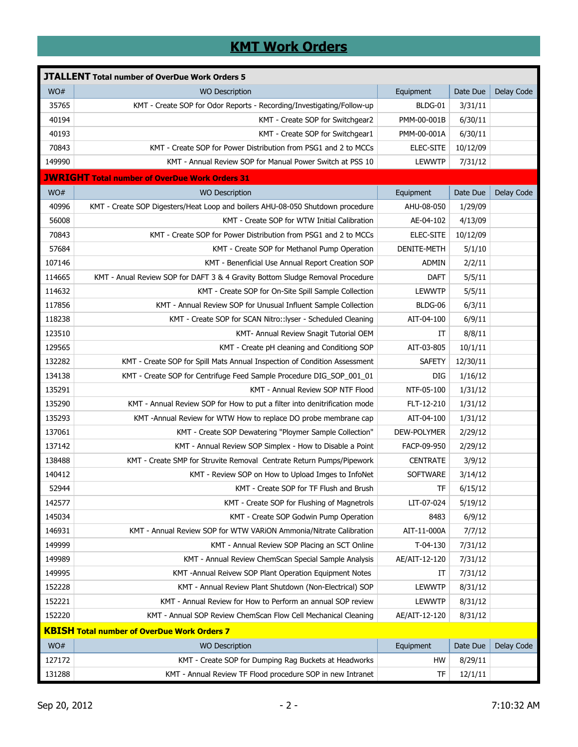# KMT Work Orders

**JTALLENT Total number of OverDue Work Orders 5**

| WO# | WO Description | Equipment | Date Due | Delay Code |
|---|---|---|---|---|
| 35765 | KMT - Create SOP for Odor Reports - Recording/Investigating/Follow-up | BLDG-01 | 3/31/11 | |
| 40194 | KMT - Create SOP for Switchgear2 | PMM-00-001B | 6/30/11 | |
| 40193 | KMT - Create SOP for Switchgear1 | PMM-00-001A | 6/30/11 | |
| 70843 | KMT - Create SOP for Power Distribution from PSG1 and 2 to MCCs | ELEC-SITE | 10/12/09 | |
| 149990 | KMT - Annual Review SOP for Manual Power Switch at PSS 10 | LEWWTP | 7/31/12 | |

**JWRIGHT Total number of OverDue Work Orders 31**

| WO# | WO Description | Equipment | Date Due | Delay Code |
|---|---|---|---|---|
| 40996 | KMT - Create SOP Digesters/Heat Loop and boilers AHU-08-050 Shutdown procedure | AHU-08-050 | 1/29/09 | |
| 56008 | KMT - Create SOP for WTW Initial Calibration | AE-04-102 | 4/13/09 | |
| 70843 | KMT - Create SOP for Power Distribution from PSG1 and 2 to MCCs | ELEC-SITE | 10/12/09 | |
| 57684 | KMT - Create SOP for Methanol Pump Operation | DENITE-METH | 5/1/10 | |
| 107146 | KMT - Benenficial Use Annual Report Creation SOP | ADMIN | 2/2/11 | |
| 114665 | KMT - Anual Review SOP for DAFT 3 & 4 Gravity Bottom Sludge Removal Procedure | DAFT | 5/5/11 | |
| 114632 | KMT - Create SOP for On-Site Spill Sample Collection | LEWWTP | 5/5/11 | |
| 117856 | KMT - Annual Review SOP for Unusual Influent Sample Collection | BLDG-06 | 6/3/11 | |
| 118238 | KMT - Create SOP for SCAN Nitro::lyser - Scheduled Cleaning | AIT-04-100 | 6/9/11 | |
| 123510 | KMT- Annual Review Snagit Tutorial OEM | IT | 8/8/11 | |
| 129565 | KMT - Create pH cleaning and Conditiong SOP | AIT-03-805 | 10/1/11 | |
| 132282 | KMT - Create SOP for Spill Mats Annual Inspection of Condition Assessment | SAFETY | 12/30/11 | |
| 134138 | KMT - Create SOP for Centrifuge Feed Sample Procedure DIG_SOP_001_01 | DIG | 1/16/12 | |
| 135291 | KMT - Annual Review SOP NTF Flood | NTF-05-100 | 1/31/12 | |
| 135290 | KMT - Annual Review SOP for How to put a filter into denitrification mode | FLT-12-210 | 1/31/12 | |
| 135293 | KMT -Annual Review for WTW How to replace DO probe membrane cap | AIT-04-100 | 1/31/12 | |
| 137061 | KMT - Create SOP Dewatering "Ploymer Sample Collection" | DEW-POLYMER | 2/29/12 | |
| 137142 | KMT - Annual Review SOP Simplex - How to Disable a Point | FACP-09-950 | 2/29/12 | |
| 138488 | KMT - Create SMP for Struvite Removal Centrate Return Pumps/Pipework | CENTRATE | 3/9/12 | |
| 140412 | KMT - Review SOP on How to Upload Imges to InfoNet | SOFTWARE | 3/14/12 | |
| 52944 | KMT - Create SOP for TF Flush and Brush | TF | 6/15/12 | |
| 142577 | KMT - Create SOP for Flushing of Magnetrols | LIT-07-024 | 5/19/12 | |
| 145034 | KMT - Create SOP Godwin Pump Operation | 8483 | 6/9/12 | |
| 146931 | KMT - Annual Review SOP for WTW VARiON Ammonia/Nitrate Calibration | AIT-11-000A | 7/7/12 | |
| 149999 | KMT - Annual Review SOP Placing an SCT Online | T-04-130 | 7/31/12 | |
| 149989 | KMT - Annual Review ChemScan Special Sample Analysis | AE/AIT-12-120 | 7/31/12 | |
| 149995 | KMT -Annual Reivew SOP Plant Operation Equipment Notes | IT | 7/31/12 | |
| 152228 | KMT - Annual Review Plant Shutdown (Non-Electrical) SOP | LEWWTP | 8/31/12 | |
| 152221 | KMT - Annual Review for How to Perform an annual SOP review | LEWWTP | 8/31/12 | |
| 152220 | KMT - Annual SOP Review ChemScan Flow Cell Mechanical Cleaning | AE/AIT-12-120 | 8/31/12 | |

**KBISH Total number of OverDue Work Orders 7**

| WO# | WO Description | Equipment | Date Due | Delay Code |
|---|---|---|---|---|
| 127172 | KMT - Create SOP for Dumping Rag Buckets at Headworks | HW | 8/29/11 | |
| 131288 | KMT - Annual Review TF Flood procedure SOP in new Intranet | TF | 12/1/11 | |

Sep 20, 2012 7:10:32 AM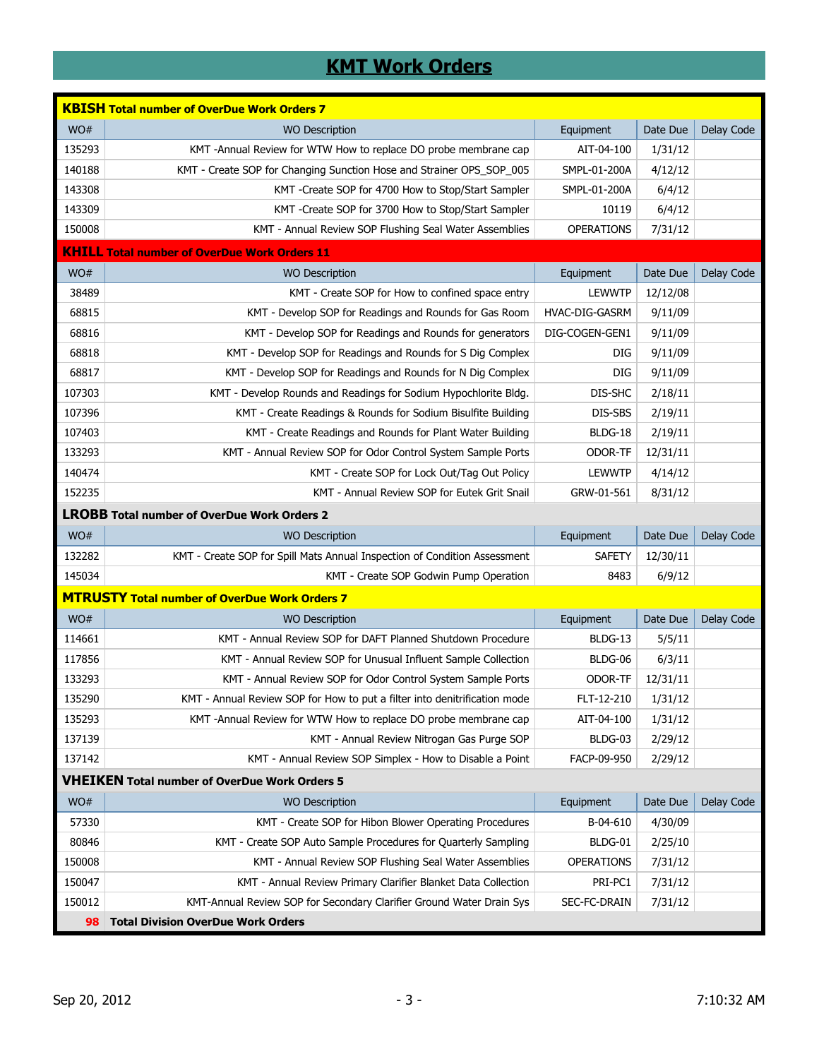# KMT Work Orders

**KBISH Total number of OverDue Work Orders 7**

| WO# | WO Description | Equipment | Date Due | Delay Code |
|---|---|---|---|---|
| 135293 | KMT -Annual Review for WTW How to replace DO probe membrane cap | AIT-04-100 | 1/31/12 | |
| 140188 | KMT - Create SOP for Changing Sunction Hose and Strainer OPS_SOP_005 | SMPL-01-200A | 4/12/12 | |
| 143308 | KMT -Create SOP for 4700 How to Stop/Start Sampler | SMPL-01-200A | 6/4/12 | |
| 143309 | KMT -Create SOP for 3700 How to Stop/Start Sampler | 10119 | 6/4/12 | |
| 150008 | KMT - Annual Review SOP Flushing Seal Water Assemblies | OPERATIONS | 7/31/12 | |

**KHILL Total number of OverDue Work Orders 11**

| WO# | WO Description | Equipment | Date Due | Delay Code |
|---|---|---|---|---|
| 38489 | KMT - Create SOP for How to confined space entry | LEWWTP | 12/12/08 | |
| 68815 | KMT - Develop SOP for Readings and Rounds for Gas Room | HVAC-DIG-GASRM | 9/11/09 | |
| 68816 | KMT - Develop SOP for Readings and Rounds for generators | DIG-COGEN-GEN1 | 9/11/09 | |
| 68818 | KMT - Develop SOP for Readings and Rounds for S Dig Complex | DIG | 9/11/09 | |
| 68817 | KMT - Develop SOP for Readings and Rounds for N Dig Complex | DIG | 9/11/09 | |
| 107303 | KMT - Develop Rounds and Readings for Sodium Hypochlorite Bldg. | DIS-SHC | 2/18/11 | |
| 107396 | KMT - Create Readings & Rounds for Sodium Bisulfite Building | DIS-SBS | 2/19/11 | |
| 107403 | KMT - Create Readings and Rounds for Plant Water Building | BLDG-18 | 2/19/11 | |
| 133293 | KMT - Annual Review SOP for Odor Control System Sample Ports | ODOR-TF | 12/31/11 | |
| 140474 | KMT - Create SOP for Lock Out/Tag Out Policy | LEWWTP | 4/14/12 | |
| 152235 | KMT - Annual Review SOP for Eutek Grit Snail | GRW-01-561 | 8/31/12 | |

**LROBB Total number of OverDue Work Orders 2**

| WO# | WO Description | Equipment | Date Due | Delay Code |
|---|---|---|---|---|
| 132282 | KMT - Create SOP for Spill Mats Annual Inspection of Condition Assessment | SAFETY | 12/30/11 | |
| 145034 | KMT - Create SOP Godwin Pump Operation | 8483 | 6/9/12 | |

**MTRUSTY Total number of OverDue Work Orders 7**

| WO# | WO Description | Equipment | Date Due | Delay Code |
|---|---|---|---|---|
| 114661 | KMT - Annual Review SOP for DAFT Planned Shutdown Procedure | BLDG-13 | 5/5/11 | |
| 117856 | KMT - Annual Review SOP for Unusual Influent Sample Collection | BLDG-06 | 6/3/11 | |
| 133293 | KMT - Annual Review SOP for Odor Control System Sample Ports | ODOR-TF | 12/31/11 | |
| 135290 | KMT - Annual Review SOP for How to put a filter into denitrification mode | FLT-12-210 | 1/31/12 | |
| 135293 | KMT -Annual Review for WTW How to replace DO probe membrane cap | AIT-04-100 | 1/31/12 | |
| 137139 | KMT - Annual Review Nitrogan Gas Purge SOP | BLDG-03 | 2/29/12 | |
| 137142 | KMT - Annual Review SOP Simplex - How to Disable a Point | FACP-09-950 | 2/29/12 | |

**VHEIKEN Total number of OverDue Work Orders 5**

| WO# | WO Description | Equipment | Date Due | Delay Code |
|---|---|---|---|---|
| 57330 | KMT - Create SOP for Hibon Blower Operating Procedures | B-04-610 | 4/30/09 | |
| 80846 | KMT - Create SOP Auto Sample Procedures for Quarterly Sampling | BLDG-01 | 2/25/10 | |
| 150008 | KMT - Annual Review SOP Flushing Seal Water Assemblies | OPERATIONS | 7/31/12 | |
| 150047 | KMT - Annual Review Primary Clarifier Blanket Data Collection | PRI-PC1 | 7/31/12 | |
| 150012 | KMT-Annual Review SOP for Secondary Clarifier Ground Water Drain Sys | SEC-FC-DRAIN | 7/31/12 | |

**98 Total Division OverDue Work Orders**

Sep 20, 2012 7:10:32 AM